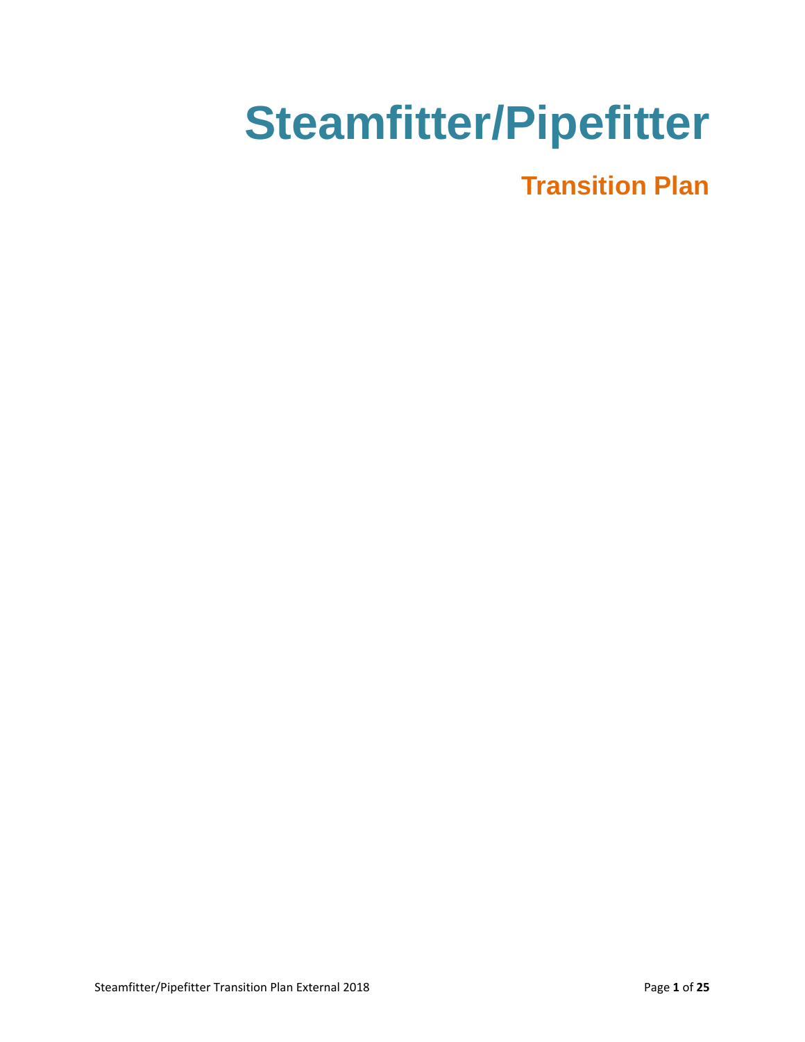# Steamfitter/Pipefitter

## Transition Plan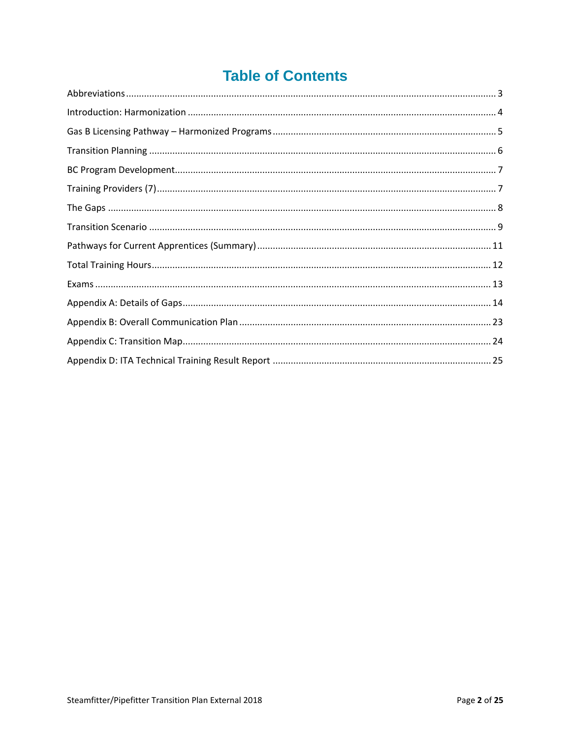# Table of Contents

Abbreviations .......... 3

Introduction: Harmonization .......... 4

Gas B Licensing Pathway – Harmonized Programs .......... 5

Transition Planning .......... 6

BC Program Development .......... 7

Training Providers (7) .......... 7

The Gaps .......... 8

Transition Scenario .......... 9

Pathways for Current Apprentices (Summary) .......... 11

Total Training Hours .......... 12

Exams .......... 13

Appendix A: Details of Gaps .......... 14

Appendix B: Overall Communication Plan .......... 23

Appendix C: Transition Map .......... 24

Appendix D: ITA Technical Training Result Report .......... 25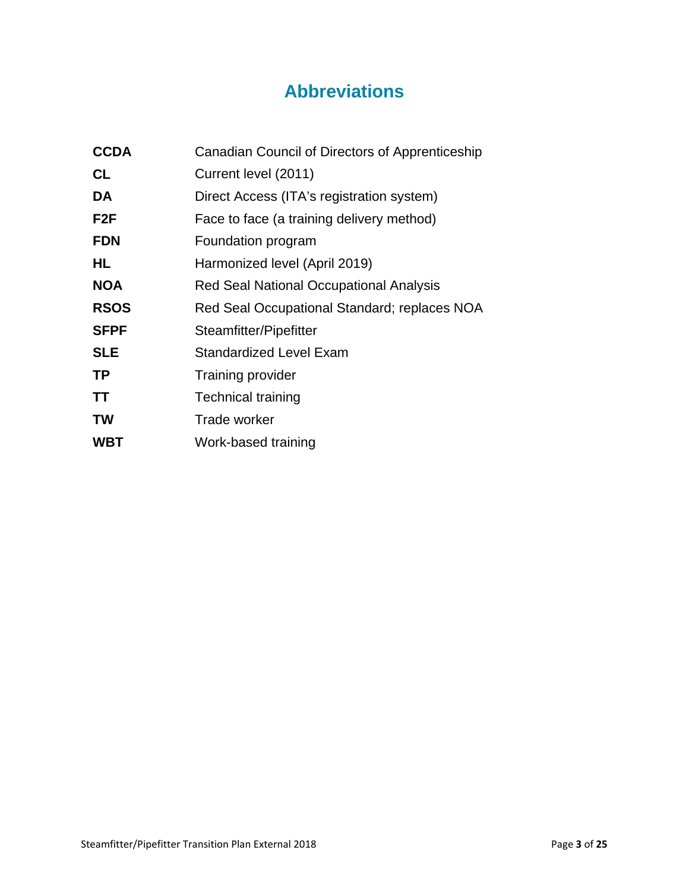# Abbreviations

| | |
|---|---|
| **CCDA** | Canadian Council of Directors of Apprenticeship |
| **CL** | Current level (2011) |
| **DA** | Direct Access (ITA's registration system) |
| **F2F** | Face to face (a training delivery method) |
| **FDN** | Foundation program |
| **HL** | Harmonized level (April 2019) |
| **NOA** | Red Seal National Occupational Analysis |
| **RSOS** | Red Seal Occupational Standard; replaces NOA |
| **SFPF** | Steamfitter/Pipefitter |
| **SLE** | Standardized Level Exam |
| **TP** | Training provider |
| **TT** | Technical training |
| **TW** | Trade worker |
| **WBT** | Work-based training |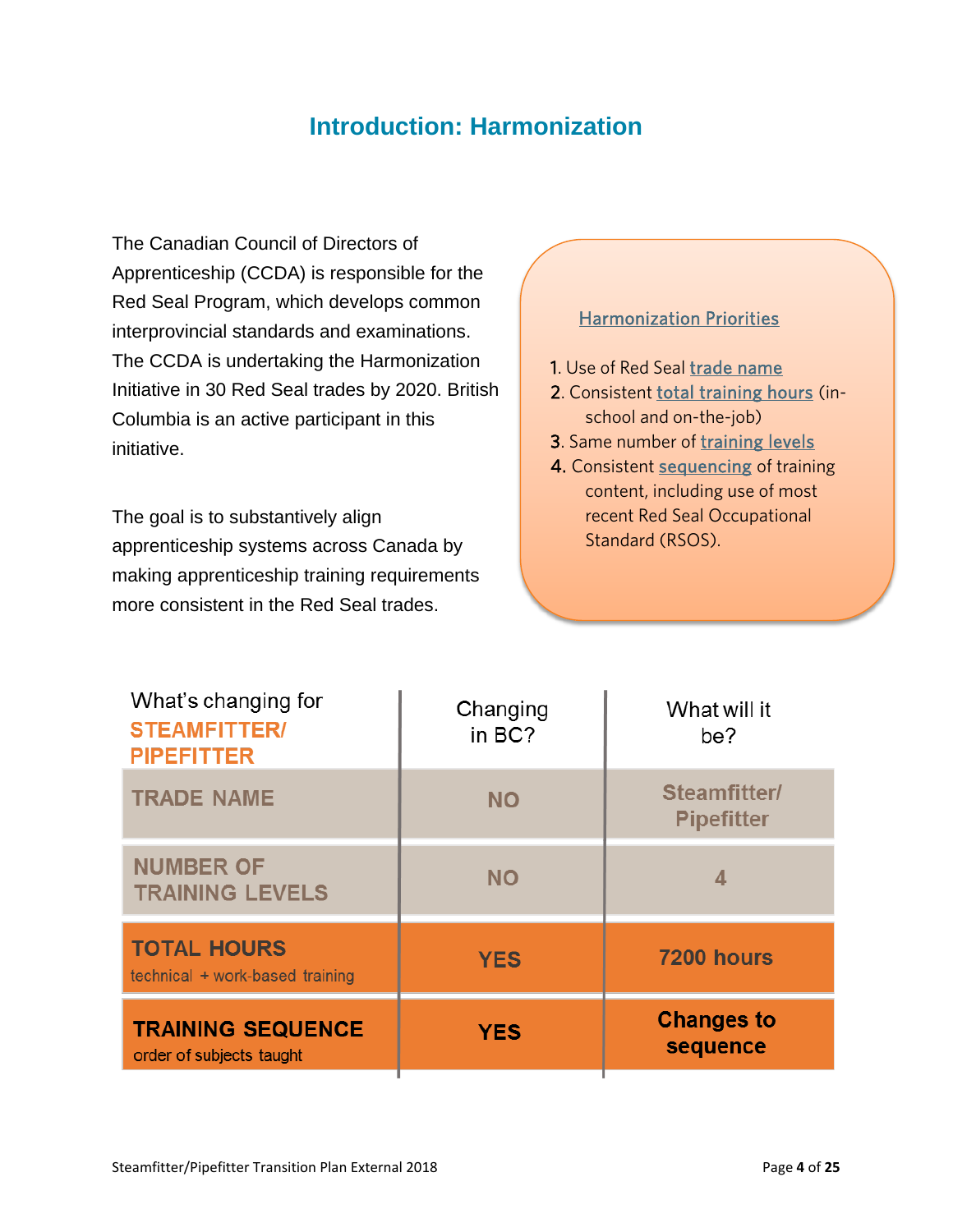# Introduction: Harmonization

The Canadian Council of Directors of Apprenticeship (CCDA) is responsible for the Red Seal Program, which develops common interprovincial standards and examinations. The CCDA is undertaking the Harmonization Initiative in 30 Red Seal trades by 2020. British Columbia is an active participant in this initiative.

The goal is to substantively align apprenticeship systems across Canada by making apprenticeship training requirements more consistent in the Red Seal trades.

**Harmonization Priorities**

1. Use of Red Seal trade name
2. Consistent total training hours (in-school and on-the-job)
3. Same number of training levels
4. Consistent sequencing of training content, including use of most recent Red Seal Occupational Standard (RSOS).

| What's changing for **STEAMFITTER/ PIPEFITTER** | Changing in BC? | What will it be? |
|---|---|---|
| **TRADE NAME** | **NO** | **Steamfitter/ Pipefitter** |
| **NUMBER OF TRAINING LEVELS** | **NO** | **4** |
| **TOTAL HOURS** technical + work-based training | **YES** | **7200 hours** |
| **TRAINING SEQUENCE** order of subjects taught | **YES** | **Changes to sequence** |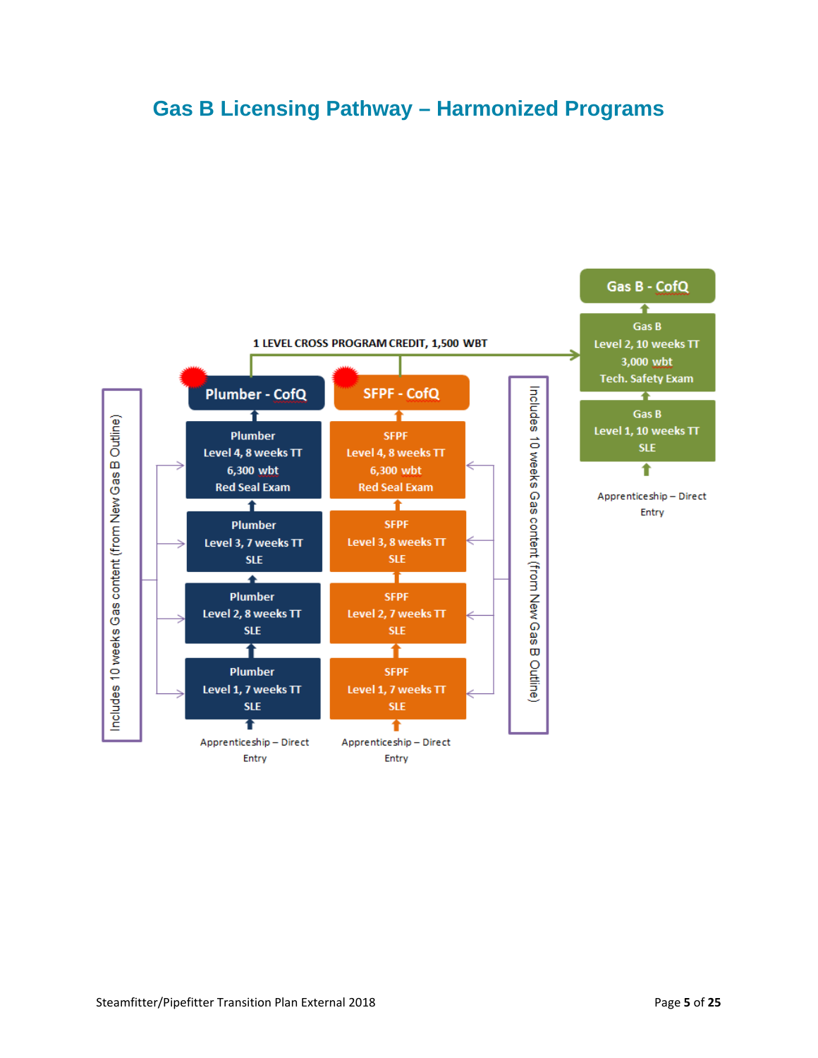# Gas B Licensing Pathway – Harmonized Programs

1 LEVEL CROSS PROGRAM CREDIT, 1,500 WBT

**Gas B - CofQ**

Gas B
Level 2, 10 weeks TT
3,000 wbt
Tech. Safety Exam

Gas B
Level 1, 10 weeks TT
SLE

Apprenticeship – Direct Entry

Includes 10 weeks Gas content (from New Gas B Outline)

**Plumber - CofQ**

Plumber
Level 4, 8 weeks TT
6,300 wbt
Red Seal Exam

Plumber
Level 3, 7 weeks TT
SLE

Plumber
Level 2, 8 weeks TT
SLE

Plumber
Level 1, 7 weeks TT
SLE

Apprenticeship – Direct Entry

**SFPF - CofQ**

SFPF
Level 4, 8 weeks TT
6,300 wbt
Red Seal Exam

SFPF
Level 3, 8 weeks TT
SLE

SFPF
Level 2, 7 weeks TT
SLE

SFPF
Level 1, 7 weeks TT
SLE

Apprenticeship – Direct Entry

Includes 10 weeks Gas content (from New Gas B Outline)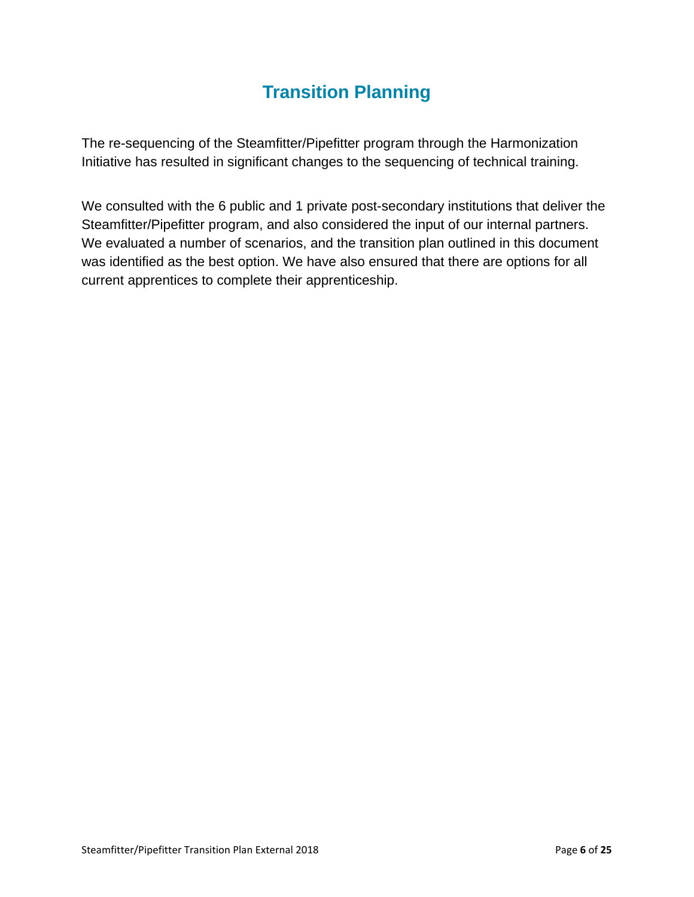# Transition Planning

The re-sequencing of the Steamfitter/Pipefitter program through the Harmonization Initiative has resulted in significant changes to the sequencing of technical training.

We consulted with the 6 public and 1 private post-secondary institutions that deliver the Steamfitter/Pipefitter program, and also considered the input of our internal partners. We evaluated a number of scenarios, and the transition plan outlined in this document was identified as the best option. We have also ensured that there are options for all current apprentices to complete their apprenticeship.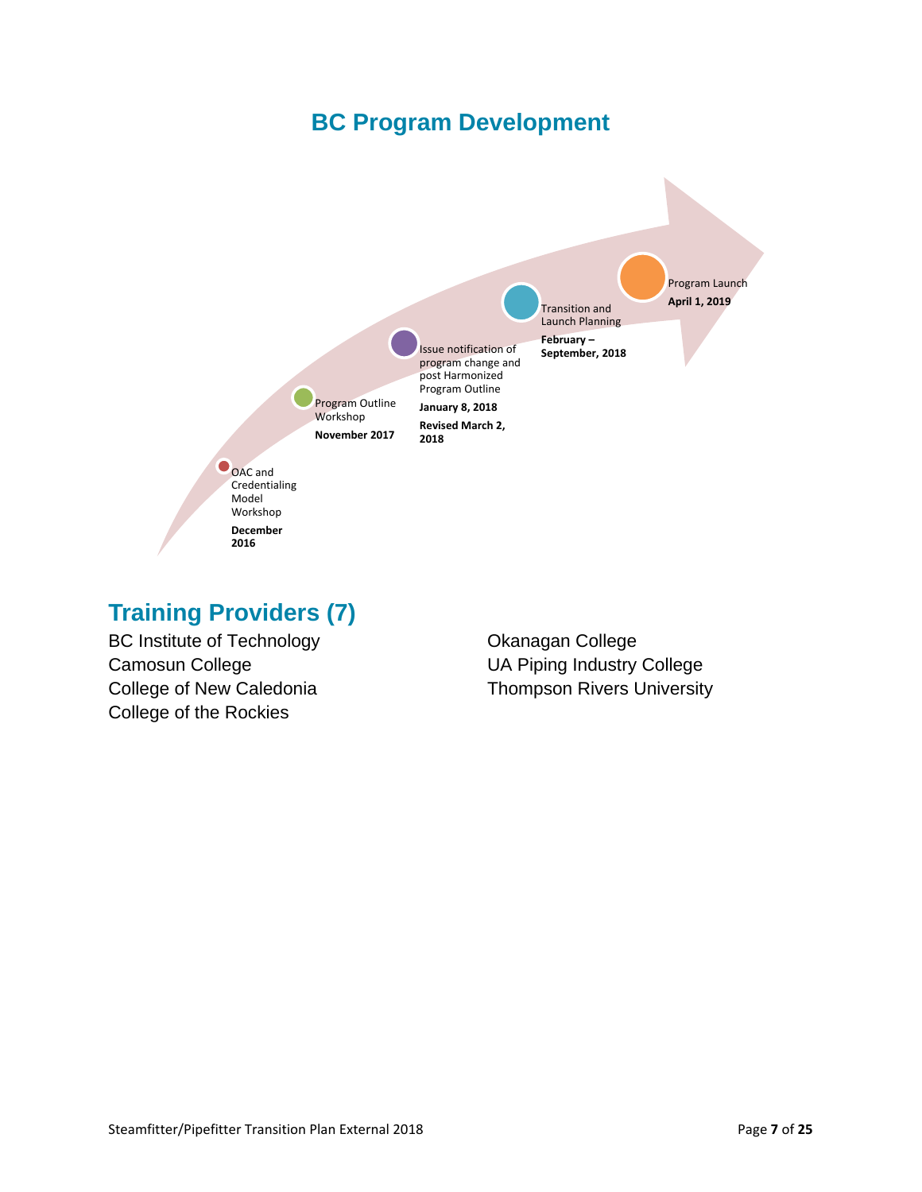## BC Program Development

- OAC and Credentialing Model Workshop
  **December 2016**
- Program Outline Workshop
  **November 2017**
- Issue notification of program change and post Harmonized Program Outline
  **January 8, 2018**
  **Revised March 2, 2018**
- Transition and Launch Planning
  **February – September, 2018**
- Program Launch
  **April 1, 2019**

## Training Providers (7)

BC Institute of Technology
Camosun College
College of New Caledonia
College of the Rockies
Okanagan College
UA Piping Industry College
Thompson Rivers University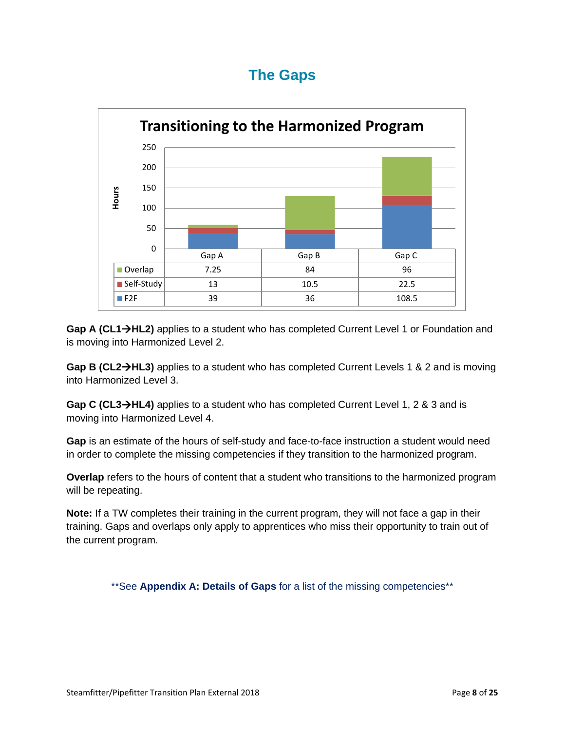# The Gaps

**Transitioning to the Harmonized Program**

| Hours | Gap A | Gap B | Gap C |
|---|---|---|---|
| Overlap | 7.25 | 84 | 96 |
| Self-Study | 13 | 10.5 | 22.5 |
| F2F | 39 | 36 | 108.5 |

**Gap A (CL1→HL2)** applies to a student who has completed Current Level 1 or Foundation and is moving into Harmonized Level 2.

**Gap B (CL2→HL3)** applies to a student who has completed Current Levels 1 & 2 and is moving into Harmonized Level 3.

**Gap C (CL3→HL4)** applies to a student who has completed Current Level 1, 2 & 3 and is moving into Harmonized Level 4.

**Gap** is an estimate of the hours of self-study and face-to-face instruction a student would need in order to complete the missing competencies if they transition to the harmonized program.

**Overlap** refers to the hours of content that a student who transitions to the harmonized program will be repeating.

**Note:** If a TW completes their training in the current program, they will not face a gap in their training. Gaps and overlaps only apply to apprentices who miss their opportunity to train out of the current program.

**See **Appendix A: Details of Gaps** for a list of the missing competencies**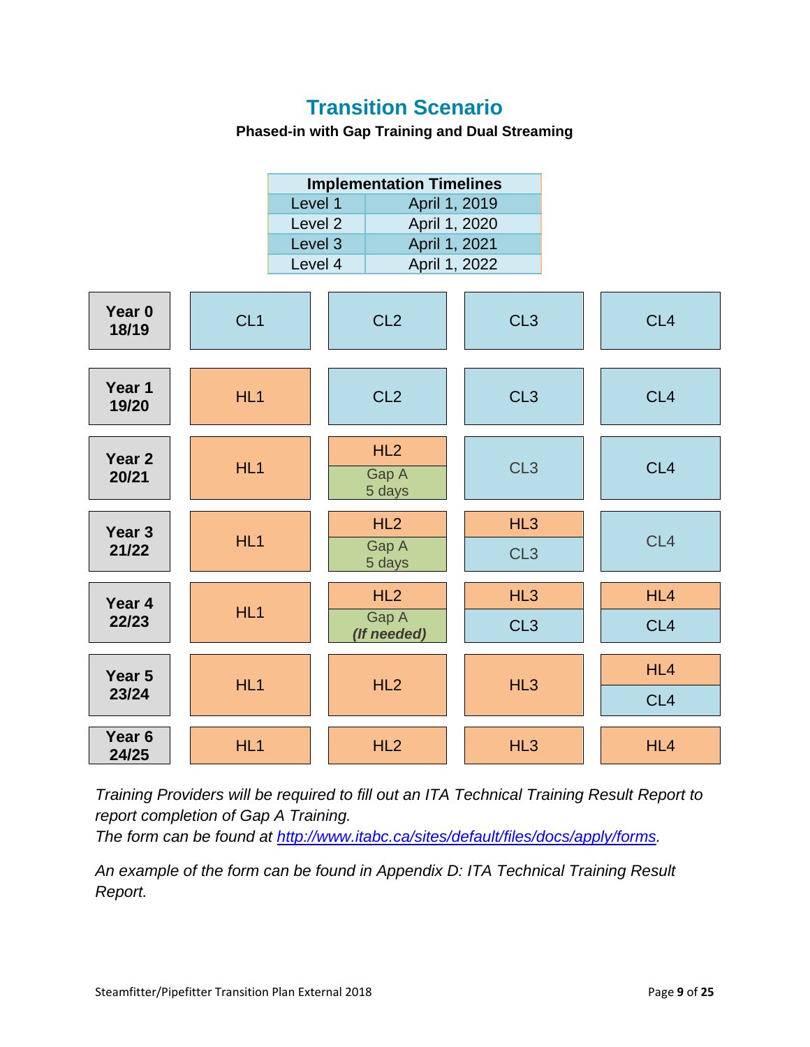# Transition Scenario

**Phased-in with Gap Training and Dual Streaming**

| Implementation Timelines | |
|---|---|
| Level 1 | April 1, 2019 |
| Level 2 | April 1, 2020 |
| Level 3 | April 1, 2021 |
| Level 4 | April 1, 2022 |

| | | | | |
|---|---|---|---|---|
| **Year 0 18/19** | CL1 | CL2 | CL3 | CL4 |
| **Year 1 19/20** | HL1 | CL2 | CL3 | CL4 |
| **Year 2 20/21** | HL1 | HL2 / Gap A 5 days | CL3 | CL4 |
| **Year 3 21/22** | HL1 | HL2 / Gap A 5 days | HL3 / CL3 | CL4 |
| **Year 4 22/23** | HL1 | HL2 / Gap A ***(If needed)*** | HL3 / CL3 | HL4 / CL4 |
| **Year 5 23/24** | HL1 | HL2 | HL3 | HL4 / CL4 |
| **Year 6 24/25** | HL1 | HL2 | HL3 | HL4 |

*Training Providers will be required to fill out an ITA Technical Training Result Report to report completion of Gap A Training.*
*The form can be found at http://www.itabc.ca/sites/default/files/docs/apply/forms.*

*An example of the form can be found in Appendix D: ITA Technical Training Result Report.*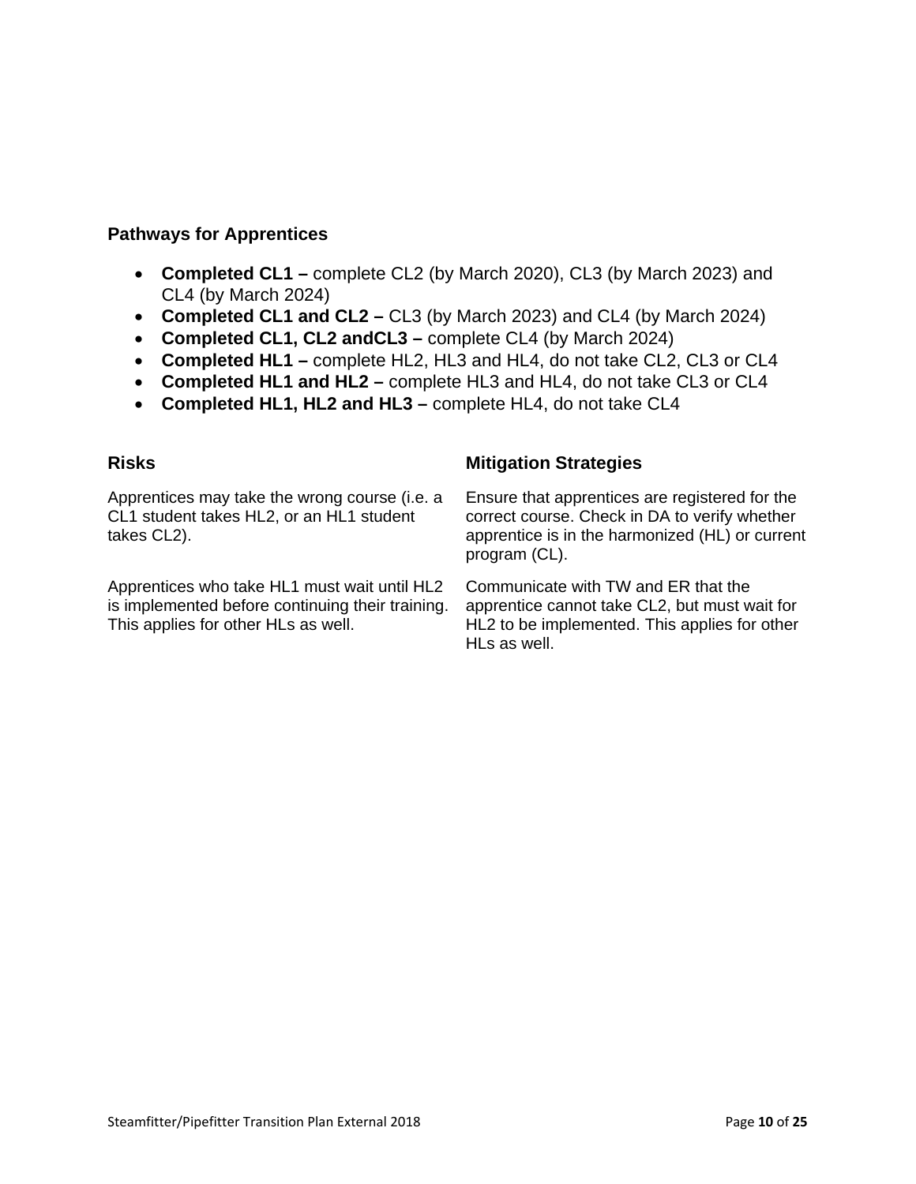### Pathways for Apprentices

- **Completed CL1 –** complete CL2 (by March 2020), CL3 (by March 2023) and CL4 (by March 2024)
- **Completed CL1 and CL2 –** CL3 (by March 2023) and CL4 (by March 2024)
- **Completed CL1, CL2 andCL3 –** complete CL4 (by March 2024)
- **Completed HL1 –** complete HL2, HL3 and HL4, do not take CL2, CL3 or CL4
- **Completed HL1 and HL2 –** complete HL3 and HL4, do not take CL3 or CL4
- **Completed HL1, HL2 and HL3 –** complete HL4, do not take CL4

| Risks | Mitigation Strategies |
| --- | --- |
| Apprentices may take the wrong course (i.e. a CL1 student takes HL2, or an HL1 student takes CL2). | Ensure that apprentices are registered for the correct course. Check in DA to verify whether apprentice is in the harmonized (HL) or current program (CL). |
| Apprentices who take HL1 must wait until HL2 is implemented before continuing their training. This applies for other HLs as well. | Communicate with TW and ER that the apprentice cannot take CL2, but must wait for HL2 to be implemented. This applies for other HLs as well. |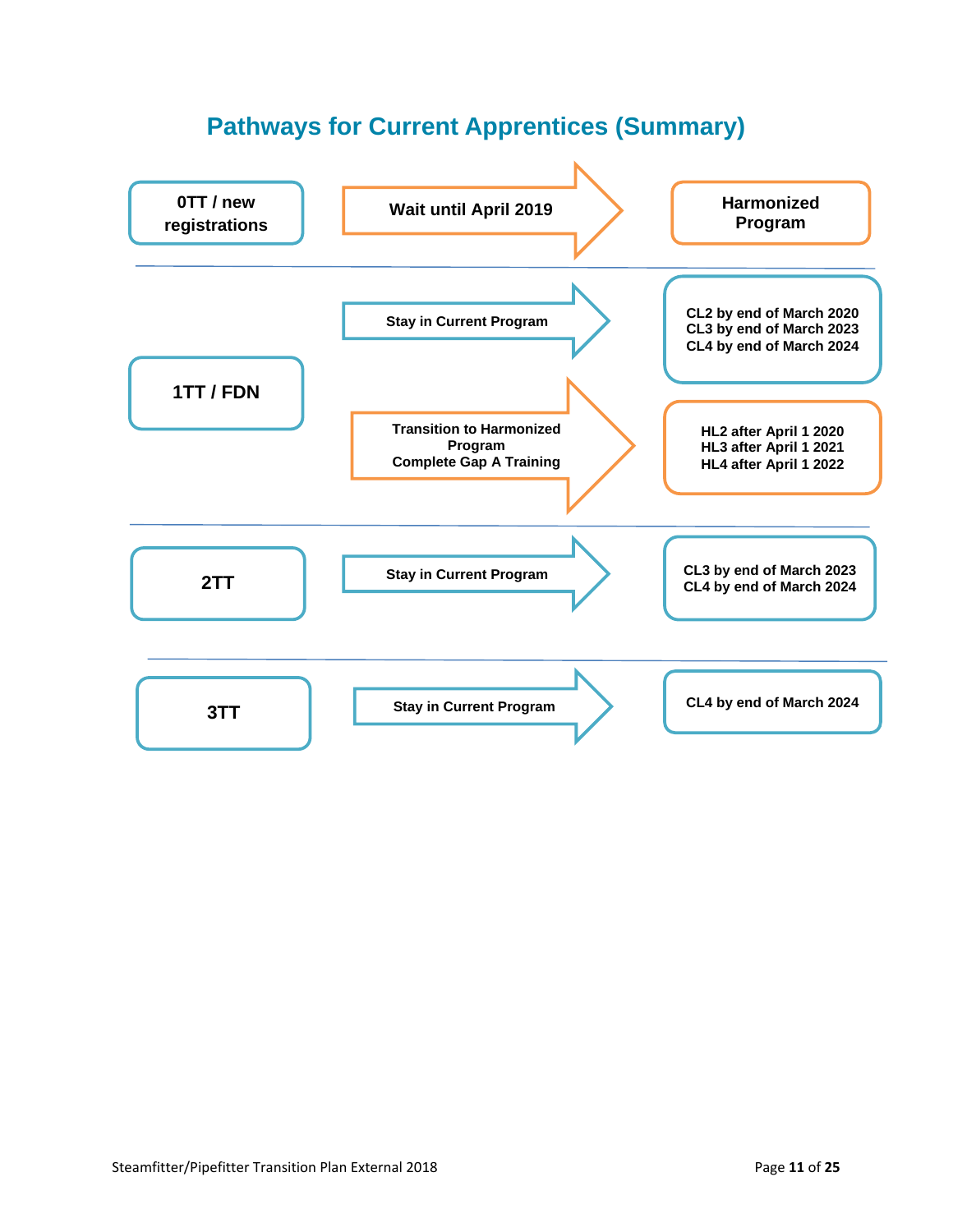# Pathways for Current Apprentices (Summary)

| Apprentice Level | Pathway | Outcome |
|---|---|---|
| 0TT / new registrations | Wait until April 2019 | Harmonized Program |
| 1TT / FDN | Stay in Current Program | CL2 by end of March 2020<br>CL3 by end of March 2023<br>CL4 by end of March 2024 |
| | Transition to Harmonized Program<br>Complete Gap A Training | HL2 after April 1 2020<br>HL3 after April 1 2021<br>HL4 after April 1 2022 |
| 2TT | Stay in Current Program | CL3 by end of March 2023<br>CL4 by end of March 2024 |
| 3TT | Stay in Current Program | CL4 by end of March 2024 |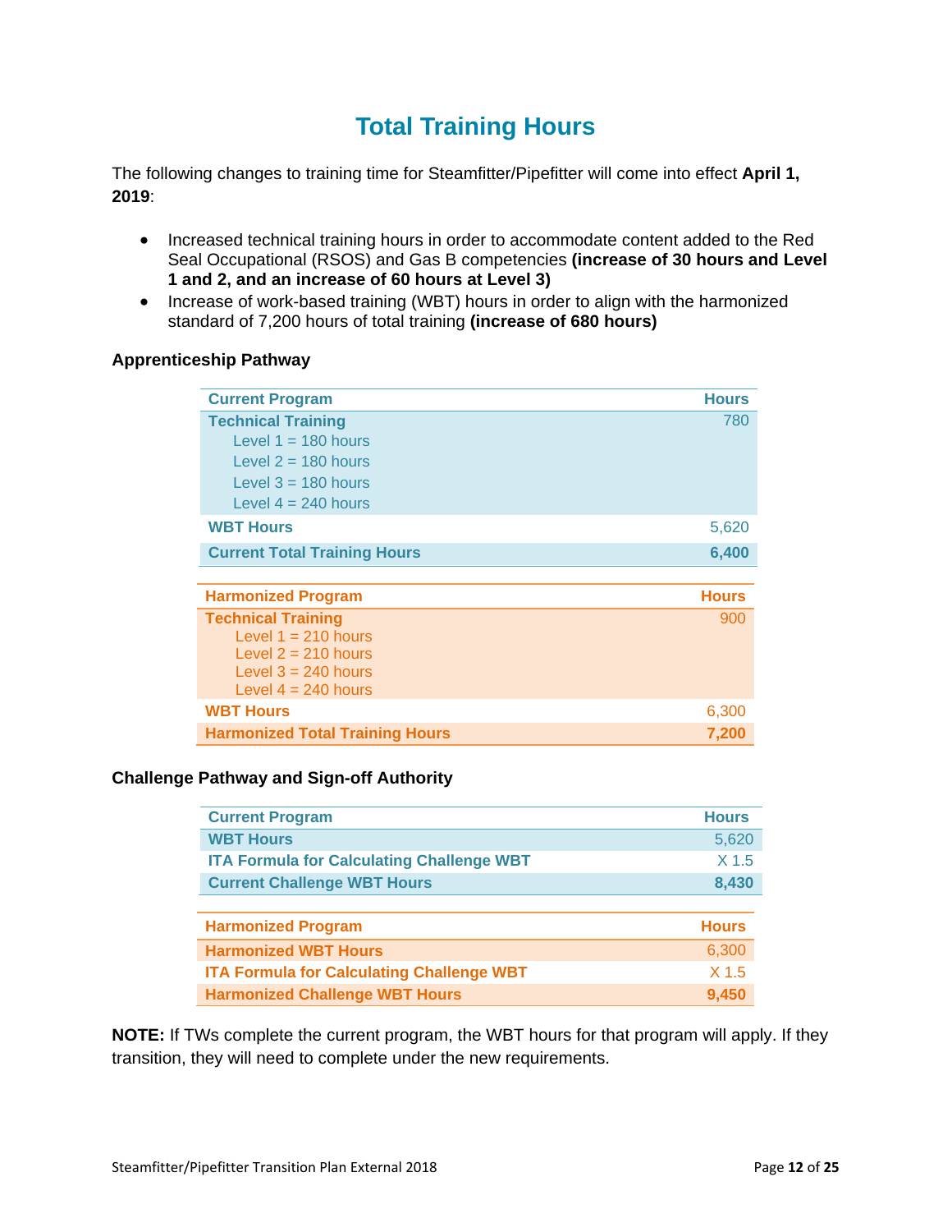# Total Training Hours

The following changes to training time for Steamfitter/Pipefitter will come into effect **April 1, 2019**:

- Increased technical training hours in order to accommodate content added to the Red Seal Occupational (RSOS) and Gas B competencies **(increase of 30 hours and Level 1 and 2, and an increase of 60 hours at Level 3)**
- Increase of work-based training (WBT) hours in order to align with the harmonized standard of 7,200 hours of total training **(increase of 680 hours)**

**Apprenticeship Pathway**

| Current Program | Hours |
|---|---|
| **Technical Training** | 780 |
| Level 1 = 180 hours | |
| Level 2 = 180 hours | |
| Level 3 = 180 hours | |
| Level 4 = 240 hours | |
| **WBT Hours** | 5,620 |
| **Current Total Training Hours** | **6,400** |

| Harmonized Program | Hours |
|---|---|
| **Technical Training** | 900 |
| Level 1 = 210 hours | |
| Level 2 = 210 hours | |
| Level 3 = 240 hours | |
| Level 4 = 240 hours | |
| **WBT Hours** | 6,300 |
| **Harmonized Total Training Hours** | **7,200** |

**Challenge Pathway and Sign-off Authority**

| Current Program | Hours |
|---|---|
| **WBT Hours** | 5,620 |
| **ITA Formula for Calculating Challenge WBT** | X 1.5 |
| **Current Challenge WBT Hours** | **8,430** |

| Harmonized Program | Hours |
|---|---|
| **Harmonized WBT Hours** | 6,300 |
| **ITA Formula for Calculating Challenge WBT** | X 1.5 |
| **Harmonized Challenge WBT Hours** | **9,450** |

**NOTE:** If TWs complete the current program, the WBT hours for that program will apply. If they transition, they will need to complete under the new requirements.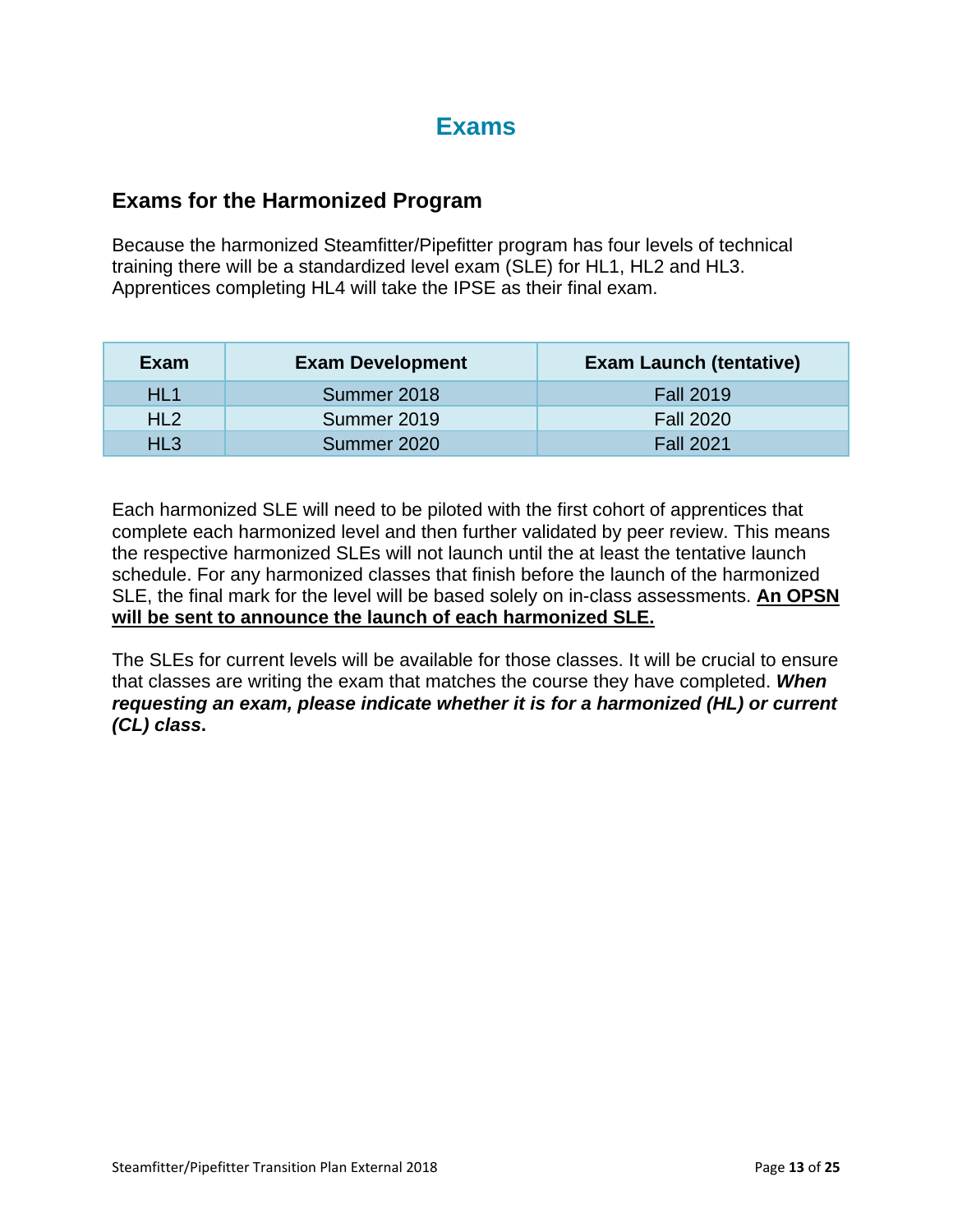# Exams

## Exams for the Harmonized Program

Because the harmonized Steamfitter/Pipefitter program has four levels of technical training there will be a standardized level exam (SLE) for HL1, HL2 and HL3. Apprentices completing HL4 will take the IPSE as their final exam.

| Exam | Exam Development | Exam Launch (tentative) |
|---|---|---|
| HL1 | Summer 2018 | Fall 2019 |
| HL2 | Summer 2019 | Fall 2020 |
| HL3 | Summer 2020 | Fall 2021 |

Each harmonized SLE will need to be piloted with the first cohort of apprentices that complete each harmonized level and then further validated by peer review. This means the respective harmonized SLEs will not launch until the at least the tentative launch schedule. For any harmonized classes that finish before the launch of the harmonized SLE, the final mark for the level will be based solely on in-class assessments. <u>**An OPSN will be sent to announce the launch of each harmonized SLE.**</u>

The SLEs for current levels will be available for those classes. It will be crucial to ensure that classes are writing the exam that matches the course they have completed. ***When requesting an exam, please indicate whether it is for a harmonized (HL) or current (CL) class*.**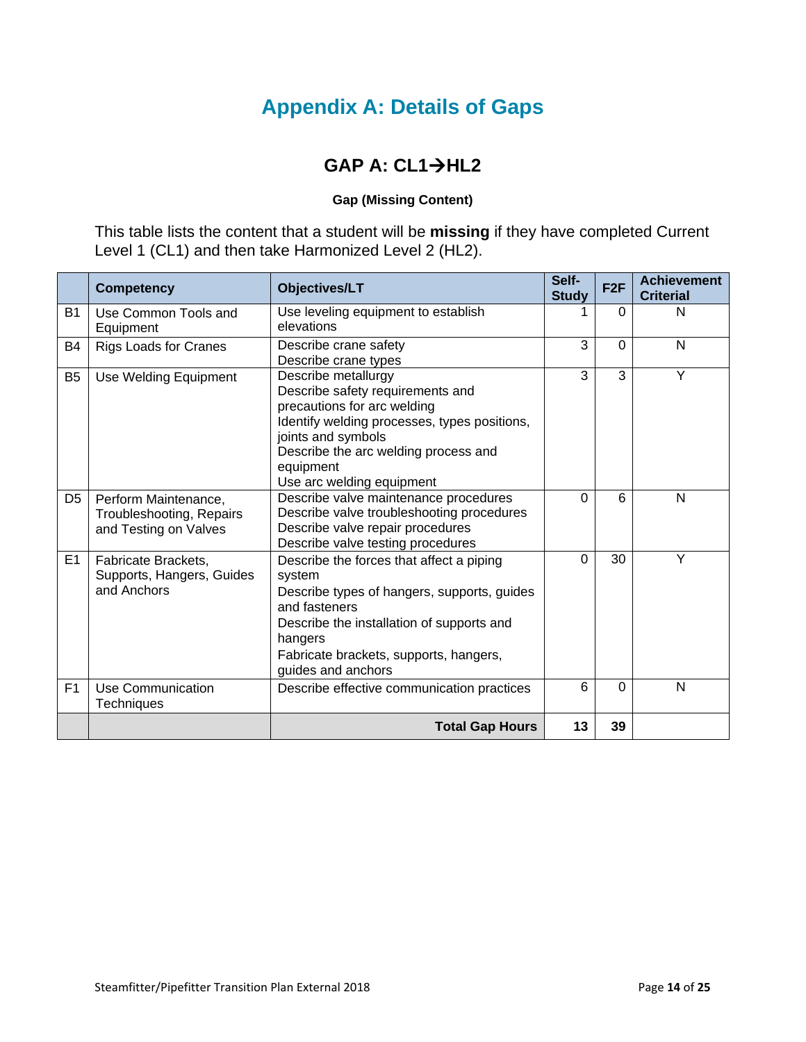# Appendix A: Details of Gaps

## GAP A: CL1→HL2

### Gap (Missing Content)

This table lists the content that a student will be **missing** if they have completed Current Level 1 (CL1) and then take Harmonized Level 2 (HL2).

| | Competency | Objectives/LT | Self-Study | F2F | Achievement Criterial |
|---|---|---|---|---|---|
| B1 | Use Common Tools and Equipment | Use leveling equipment to establish elevations | 1 | 0 | N |
| B4 | Rigs Loads for Cranes | Describe crane safety<br>Describe crane types | 3 | 0 | N |
| B5 | Use Welding Equipment | Describe metallurgy<br>Describe safety requirements and precautions for arc welding<br>Identify welding processes, types positions, joints and symbols<br>Describe the arc welding process and equipment<br>Use arc welding equipment | 3 | 3 | Y |
| D5 | Perform Maintenance, Troubleshooting, Repairs and Testing on Valves | Describe valve maintenance procedures<br>Describe valve troubleshooting procedures<br>Describe valve repair procedures<br>Describe valve testing procedures | 0 | 6 | N |
| E1 | Fabricate Brackets, Supports, Hangers, Guides and Anchors | Describe the forces that affect a piping system<br>Describe types of hangers, supports, guides and fasteners<br>Describe the installation of supports and hangers<br>Fabricate brackets, supports, hangers, guides and anchors | 0 | 30 | Y |
| F1 | Use Communication Techniques | Describe effective communication practices | 6 | 0 | N |
| | | **Total Gap Hours** | **13** | **39** | |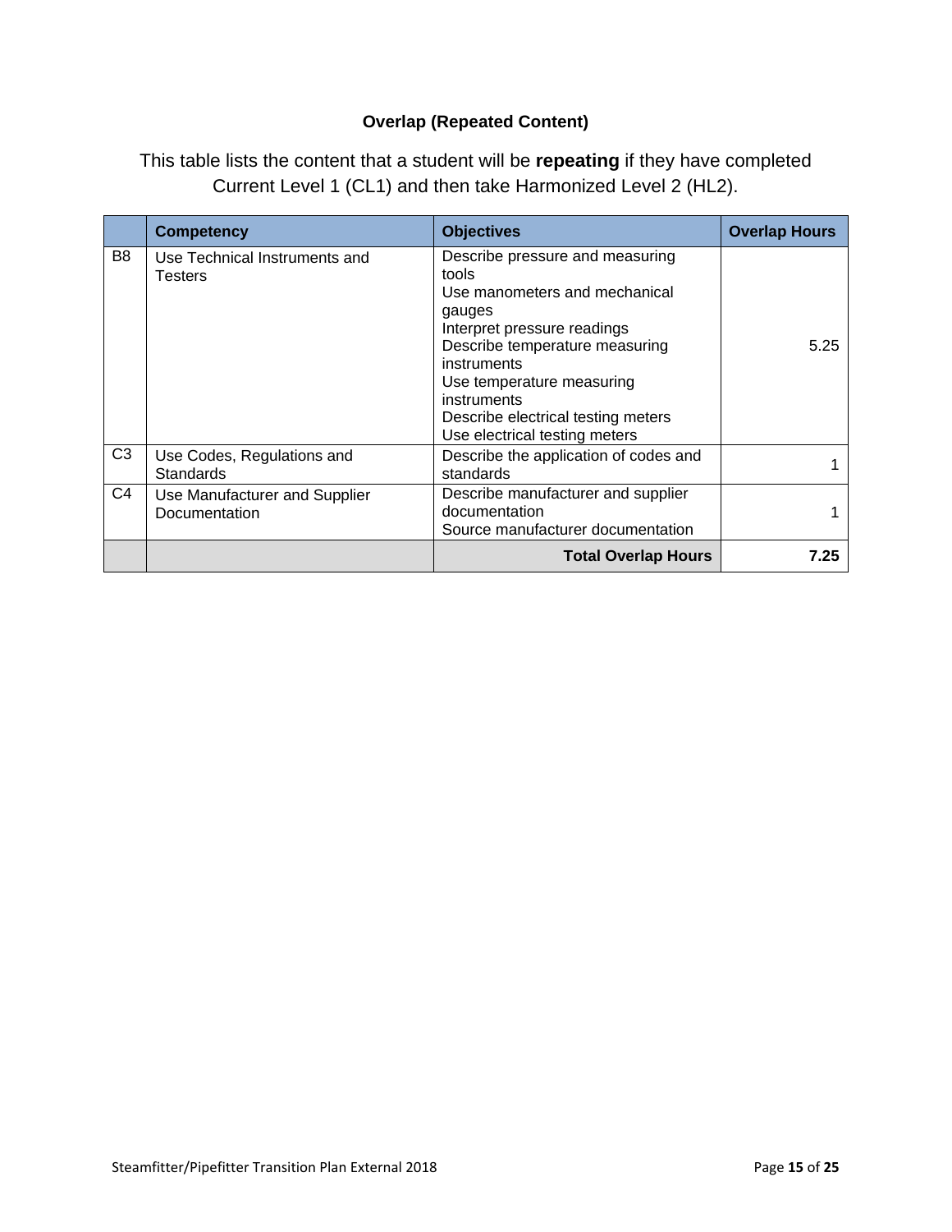### Overlap (Repeated Content)

This table lists the content that a student will be **repeating** if they have completed Current Level 1 (CL1) and then take Harmonized Level 2 (HL2).

| | Competency | Objectives | Overlap Hours |
|---|---|---|---|
| B8 | Use Technical Instruments and Testers | Describe pressure and measuring tools<br>Use manometers and mechanical gauges<br>Interpret pressure readings<br>Describe temperature measuring instruments<br>Use temperature measuring instruments<br>Describe electrical testing meters<br>Use electrical testing meters | 5.25 |
| C3 | Use Codes, Regulations and Standards | Describe the application of codes and standards | 1 |
| C4 | Use Manufacturer and Supplier Documentation | Describe manufacturer and supplier documentation<br>Source manufacturer documentation | 1 |
| | | **Total Overlap Hours** | **7.25** |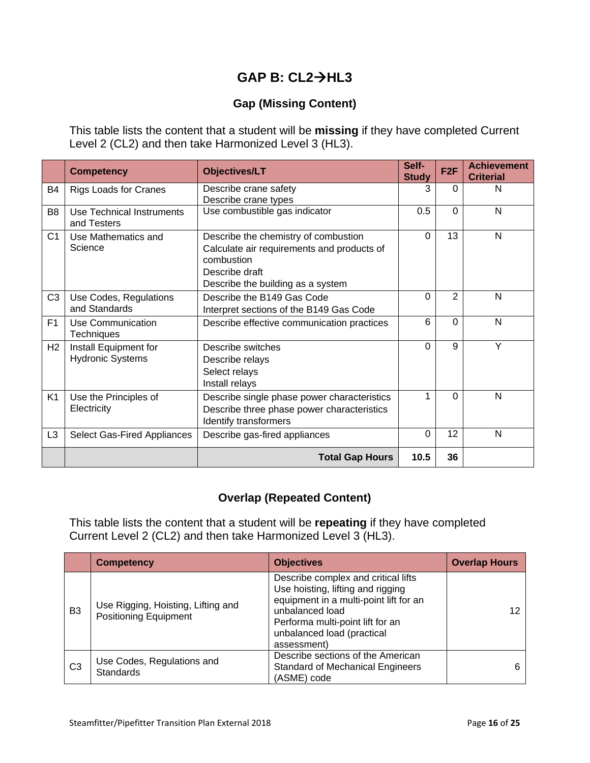# GAP B: CL2→HL3

## Gap (Missing Content)

This table lists the content that a student will be **missing** if they have completed Current Level 2 (CL2) and then take Harmonized Level 3 (HL3).

| | Competency | Objectives/LT | Self-Study | F2F | Achievement Criterial |
|---|---|---|---|---|---|
| B4 | Rigs Loads for Cranes | Describe crane safety<br>Describe crane types | 3 | 0 | N |
| B8 | Use Technical Instruments and Testers | Use combustible gas indicator | 0.5 | 0 | N |
| C1 | Use Mathematics and Science | Describe the chemistry of combustion<br>Calculate air requirements and products of combustion<br>Describe draft<br>Describe the building as a system | 0 | 13 | N |
| C3 | Use Codes, Regulations and Standards | Describe the B149 Gas Code<br>Interpret sections of the B149 Gas Code | 0 | 2 | N |
| F1 | Use Communication Techniques | Describe effective communication practices | 6 | 0 | N |
| H2 | Install Equipment for Hydronic Systems | Describe switches<br>Describe relays<br>Select relays<br>Install relays | 0 | 9 | Y |
| K1 | Use the Principles of Electricity | Describe single phase power characteristics<br>Describe three phase power characteristics<br>Identify transformers | 1 | 0 | N |
| L3 | Select Gas-Fired Appliances | Describe gas-fired appliances | 0 | 12 | N |
| | | **Total Gap Hours** | **10.5** | **36** | |

## Overlap (Repeated Content)

This table lists the content that a student will be **repeating** if they have completed Current Level 2 (CL2) and then take Harmonized Level 3 (HL3).

| | Competency | Objectives | Overlap Hours |
|---|---|---|---|
| B3 | Use Rigging, Hoisting, Lifting and Positioning Equipment | Describe complex and critical lifts<br>Use hoisting, lifting and rigging equipment in a multi-point lift for an unbalanced load<br>Performa multi-point lift for an unbalanced load (practical assessment) | 12 |
| C3 | Use Codes, Regulations and Standards | Describe sections of the American Standard of Mechanical Engineers (ASME) code | 6 |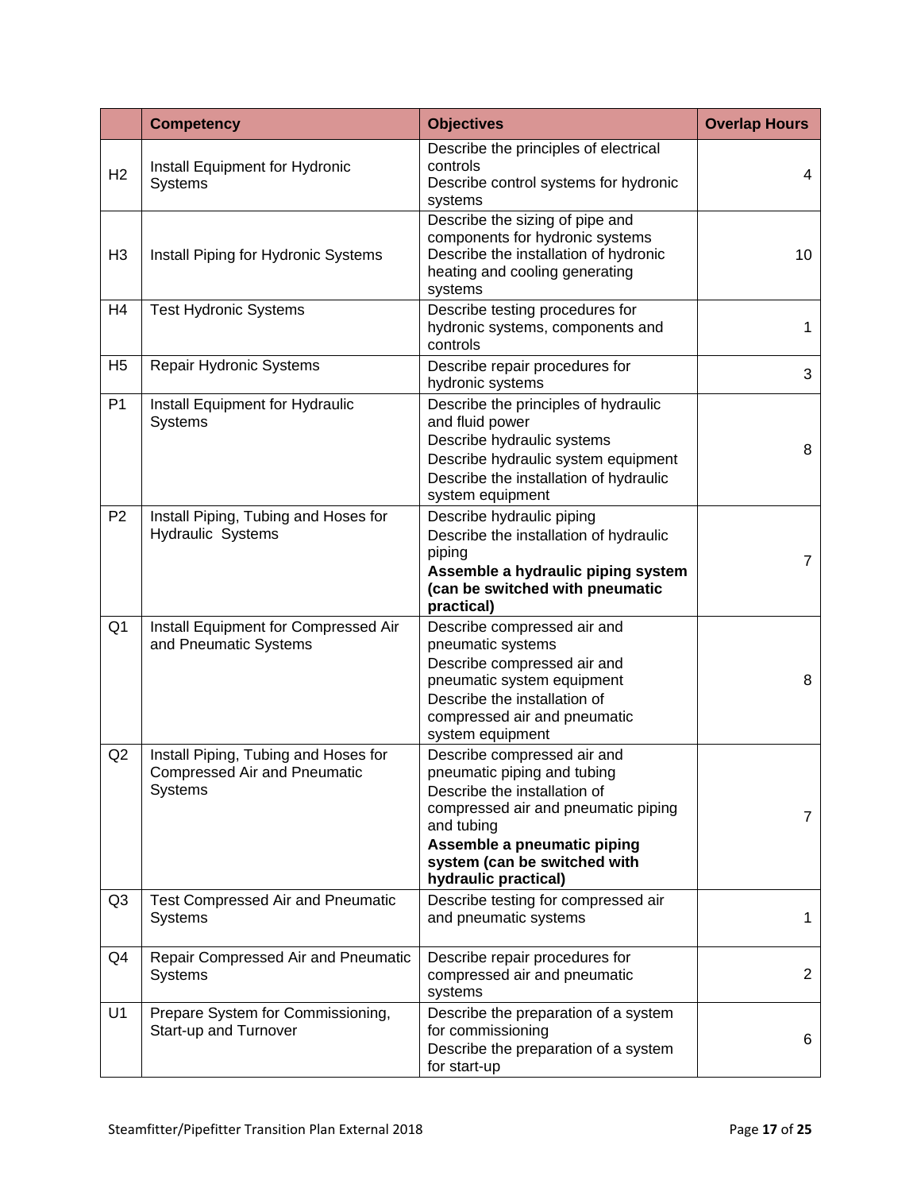| | Competency | Objectives | Overlap Hours |
|---|---|---|---|
| H2 | Install Equipment for Hydronic Systems | Describe the principles of electrical controls<br>Describe control systems for hydronic systems | 4 |
| H3 | Install Piping for Hydronic Systems | Describe the sizing of pipe and components for hydronic systems<br>Describe the installation of hydronic heating and cooling generating systems | 10 |
| H4 | Test Hydronic Systems | Describe testing procedures for hydronic systems, components and controls | 1 |
| H5 | Repair Hydronic Systems | Describe repair procedures for hydronic systems | 3 |
| P1 | Install Equipment for Hydraulic Systems | Describe the principles of hydraulic and fluid power<br>Describe hydraulic systems<br>Describe hydraulic system equipment<br>Describe the installation of hydraulic system equipment | 8 |
| P2 | Install Piping, Tubing and Hoses for Hydraulic Systems | Describe hydraulic piping<br>Describe the installation of hydraulic piping<br>**Assemble a hydraulic piping system (can be switched with pneumatic practical)** | 7 |
| Q1 | Install Equipment for Compressed Air and Pneumatic Systems | Describe compressed air and pneumatic systems<br>Describe compressed air and pneumatic system equipment<br>Describe the installation of compressed air and pneumatic system equipment | 8 |
| Q2 | Install Piping, Tubing and Hoses for Compressed Air and Pneumatic Systems | Describe compressed air and pneumatic piping and tubing<br>Describe the installation of compressed air and pneumatic piping and tubing<br>**Assemble a pneumatic piping system (can be switched with hydraulic practical)** | 7 |
| Q3 | Test Compressed Air and Pneumatic Systems | Describe testing for compressed air and pneumatic systems | 1 |
| Q4 | Repair Compressed Air and Pneumatic Systems | Describe repair procedures for compressed air and pneumatic systems | 2 |
| U1 | Prepare System for Commissioning, Start-up and Turnover | Describe the preparation of a system for commissioning<br>Describe the preparation of a system for start-up | 6 |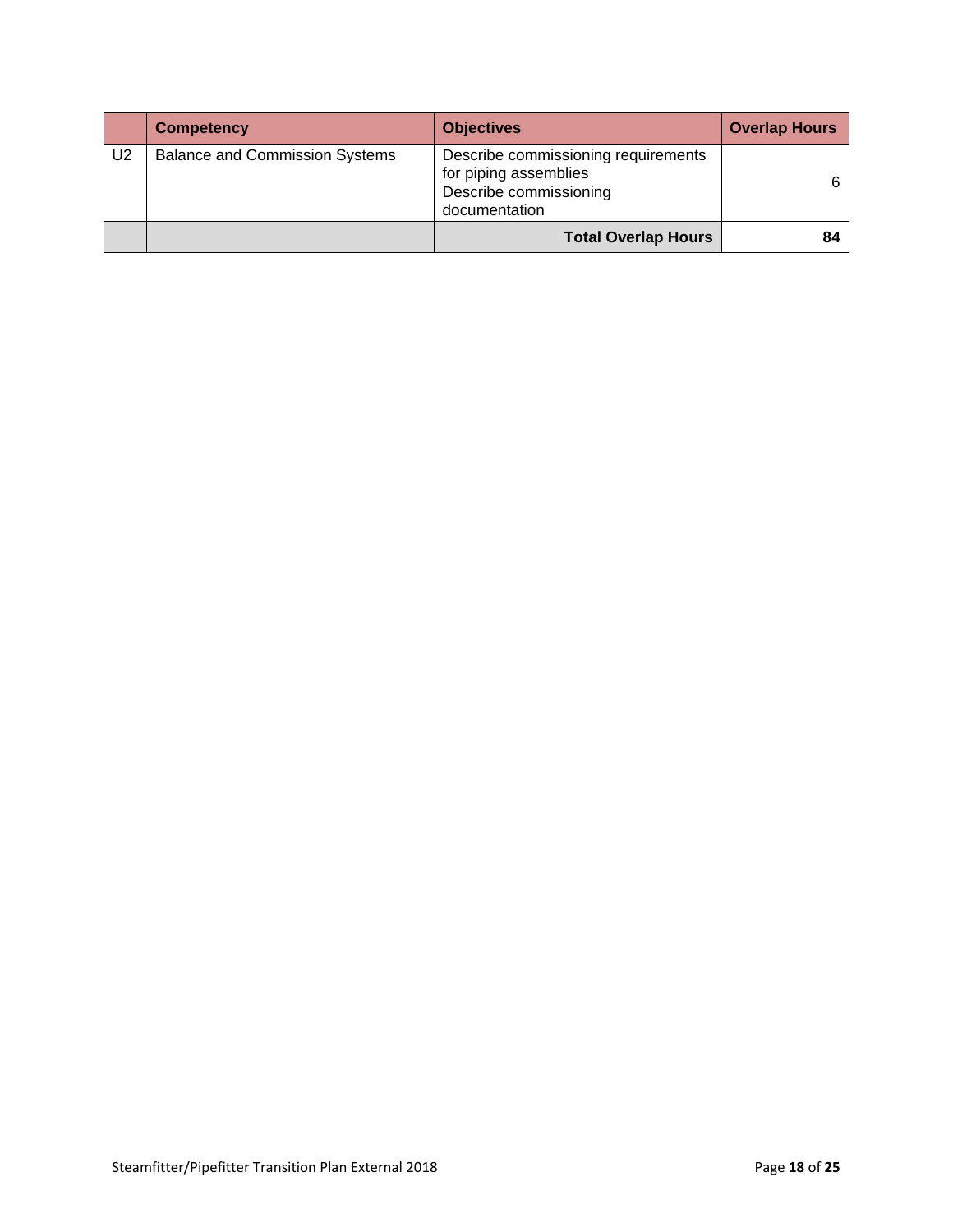| | Competency | Objectives | Overlap Hours |
|---|---|---|---|
| U2 | Balance and Commission Systems | Describe commissioning requirements for piping assemblies<br>Describe commissioning documentation | 6 |
| | | **Total Overlap Hours** | **84** |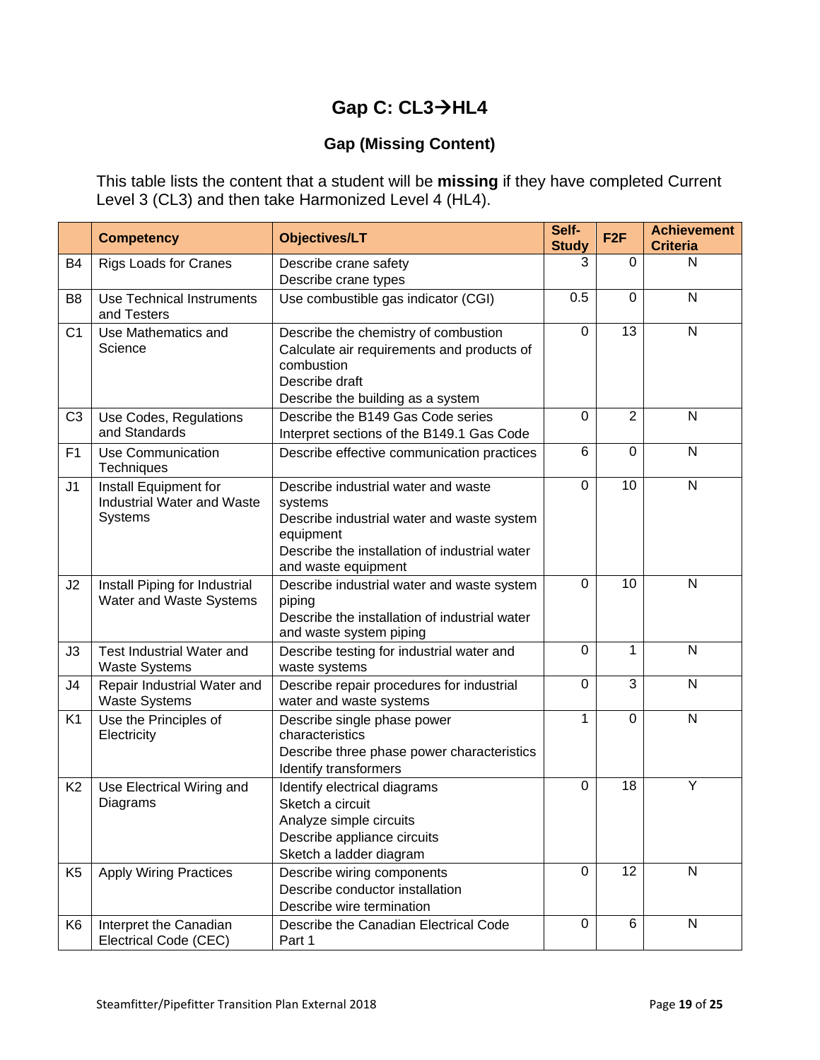# Gap C: CL3→HL4

## Gap (Missing Content)

This table lists the content that a student will be **missing** if they have completed Current Level 3 (CL3) and then take Harmonized Level 4 (HL4).

| | Competency | Objectives/LT | Self-Study | F2F | Achievement Criteria |
|---|---|---|---|---|---|
| B4 | Rigs Loads for Cranes | Describe crane safety<br>Describe crane types | 3 | 0 | N |
| B8 | Use Technical Instruments and Testers | Use combustible gas indicator (CGI) | 0.5 | 0 | N |
| C1 | Use Mathematics and Science | Describe the chemistry of combustion<br>Calculate air requirements and products of combustion<br>Describe draft<br>Describe the building as a system | 0 | 13 | N |
| C3 | Use Codes, Regulations and Standards | Describe the B149 Gas Code series<br>Interpret sections of the B149.1 Gas Code | 0 | 2 | N |
| F1 | Use Communication Techniques | Describe effective communication practices | 6 | 0 | N |
| J1 | Install Equipment for Industrial Water and Waste Systems | Describe industrial water and waste systems<br>Describe industrial water and waste system equipment<br>Describe the installation of industrial water and waste equipment | 0 | 10 | N |
| J2 | Install Piping for Industrial Water and Waste Systems | Describe industrial water and waste system piping<br>Describe the installation of industrial water and waste system piping | 0 | 10 | N |
| J3 | Test Industrial Water and Waste Systems | Describe testing for industrial water and waste systems | 0 | 1 | N |
| J4 | Repair Industrial Water and Waste Systems | Describe repair procedures for industrial water and waste systems | 0 | 3 | N |
| K1 | Use the Principles of Electricity | Describe single phase power characteristics<br>Describe three phase power characteristics<br>Identify transformers | 1 | 0 | N |
| K2 | Use Electrical Wiring and Diagrams | Identify electrical diagrams<br>Sketch a circuit<br>Analyze simple circuits<br>Describe appliance circuits<br>Sketch a ladder diagram | 0 | 18 | Y |
| K5 | Apply Wiring Practices | Describe wiring components<br>Describe conductor installation<br>Describe wire termination | 0 | 12 | N |
| K6 | Interpret the Canadian Electrical Code (CEC) | Describe the Canadian Electrical Code Part 1 | 0 | 6 | N |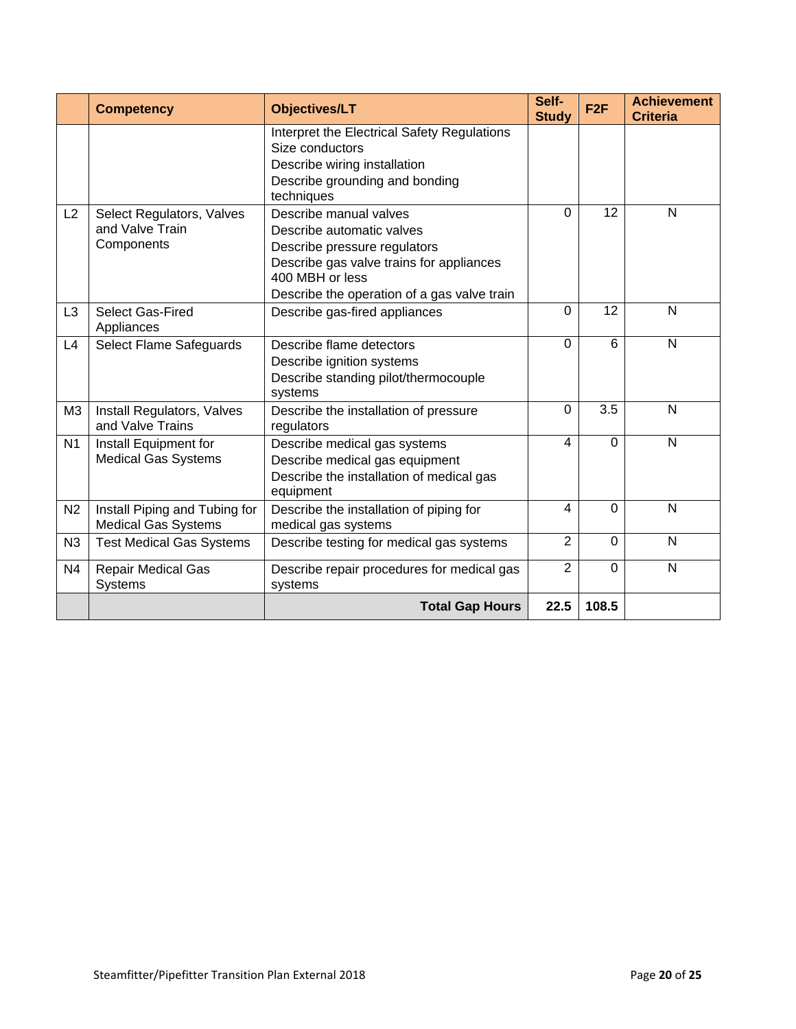| | Competency | Objectives/LT | Self-Study | F2F | Achievement Criteria |
|---|---|---|---|---|---|
| | | Interpret the Electrical Safety Regulations<br>Size conductors<br>Describe wiring installation<br>Describe grounding and bonding techniques | | | |
| L2 | Select Regulators, Valves and Valve Train Components | Describe manual valves<br>Describe automatic valves<br>Describe pressure regulators<br>Describe gas valve trains for appliances 400 MBH or less<br>Describe the operation of a gas valve train | 0 | 12 | N |
| L3 | Select Gas-Fired Appliances | Describe gas-fired appliances | 0 | 12 | N |
| L4 | Select Flame Safeguards | Describe flame detectors<br>Describe ignition systems<br>Describe standing pilot/thermocouple systems | 0 | 6 | N |
| M3 | Install Regulators, Valves and Valve Trains | Describe the installation of pressure regulators | 0 | 3.5 | N |
| N1 | Install Equipment for Medical Gas Systems | Describe medical gas systems<br>Describe medical gas equipment<br>Describe the installation of medical gas equipment | 4 | 0 | N |
| N2 | Install Piping and Tubing for Medical Gas Systems | Describe the installation of piping for medical gas systems | 4 | 0 | N |
| N3 | Test Medical Gas Systems | Describe testing for medical gas systems | 2 | 0 | N |
| N4 | Repair Medical Gas Systems | Describe repair procedures for medical gas systems | 2 | 0 | N |
| | | **Total Gap Hours** | **22.5** | **108.5** | |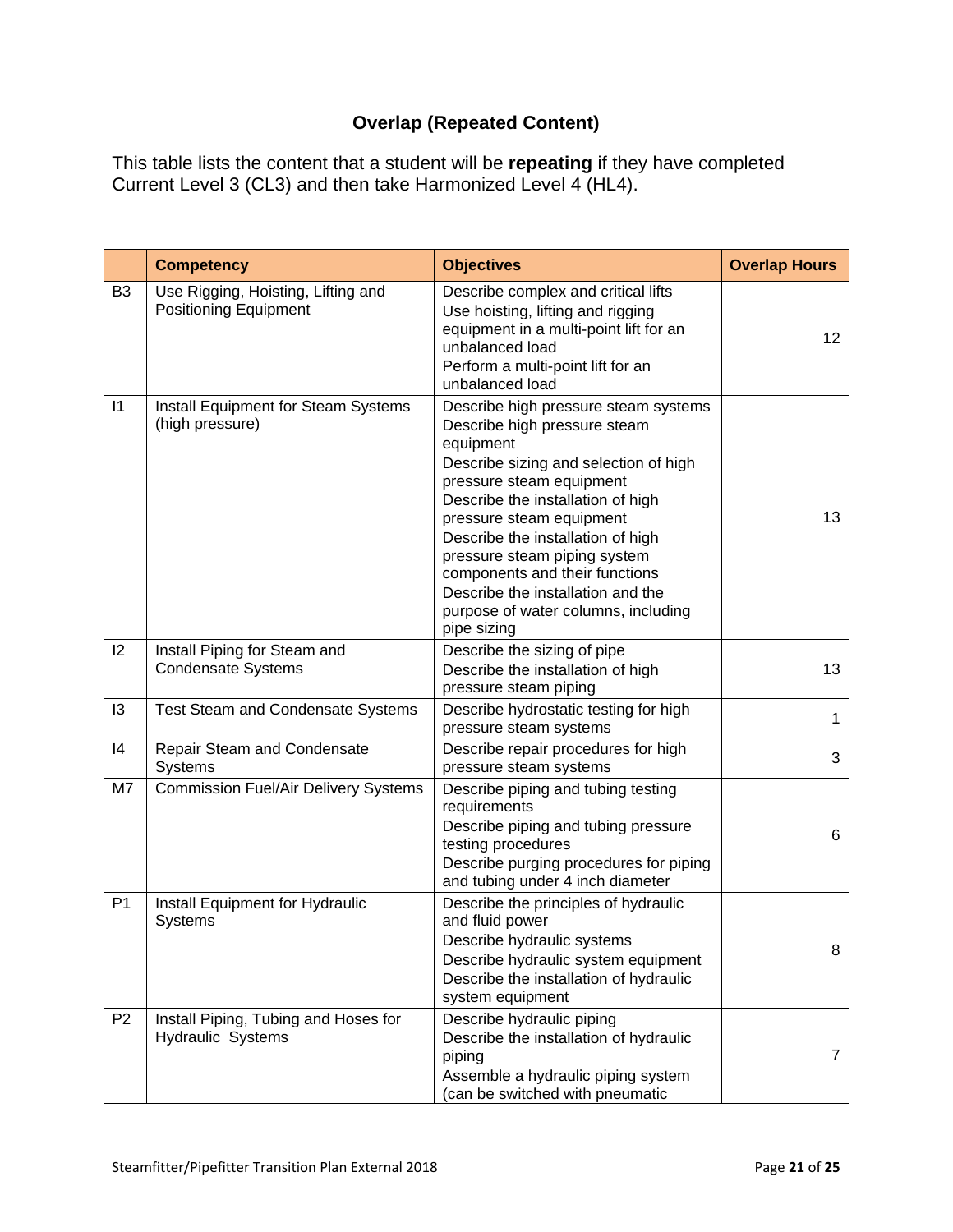## Overlap (Repeated Content)

This table lists the content that a student will be **repeating** if they have completed Current Level 3 (CL3) and then take Harmonized Level 4 (HL4).

| | Competency | Objectives | Overlap Hours |
|---|---|---|---|
| B3 | Use Rigging, Hoisting, Lifting and Positioning Equipment | Describe complex and critical lifts<br>Use hoisting, lifting and rigging equipment in a multi-point lift for an unbalanced load<br>Perform a multi-point lift for an unbalanced load | 12 |
| I1 | Install Equipment for Steam Systems (high pressure) | Describe high pressure steam systems<br>Describe high pressure steam equipment<br>Describe sizing and selection of high pressure steam equipment<br>Describe the installation of high pressure steam equipment<br>Describe the installation of high pressure steam piping system components and their functions<br>Describe the installation and the purpose of water columns, including pipe sizing | 13 |
| I2 | Install Piping for Steam and Condensate Systems | Describe the sizing of pipe<br>Describe the installation of high pressure steam piping | 13 |
| I3 | Test Steam and Condensate Systems | Describe hydrostatic testing for high pressure steam systems | 1 |
| I4 | Repair Steam and Condensate Systems | Describe repair procedures for high pressure steam systems | 3 |
| M7 | Commission Fuel/Air Delivery Systems | Describe piping and tubing testing requirements<br>Describe piping and tubing pressure testing procedures<br>Describe purging procedures for piping and tubing under 4 inch diameter | 6 |
| P1 | Install Equipment for Hydraulic Systems | Describe the principles of hydraulic and fluid power<br>Describe hydraulic systems<br>Describe hydraulic system equipment<br>Describe the installation of hydraulic system equipment | 8 |
| P2 | Install Piping, Tubing and Hoses for Hydraulic Systems | Describe hydraulic piping<br>Describe the installation of hydraulic piping<br>Assemble a hydraulic piping system (can be switched with pneumatic | 7 |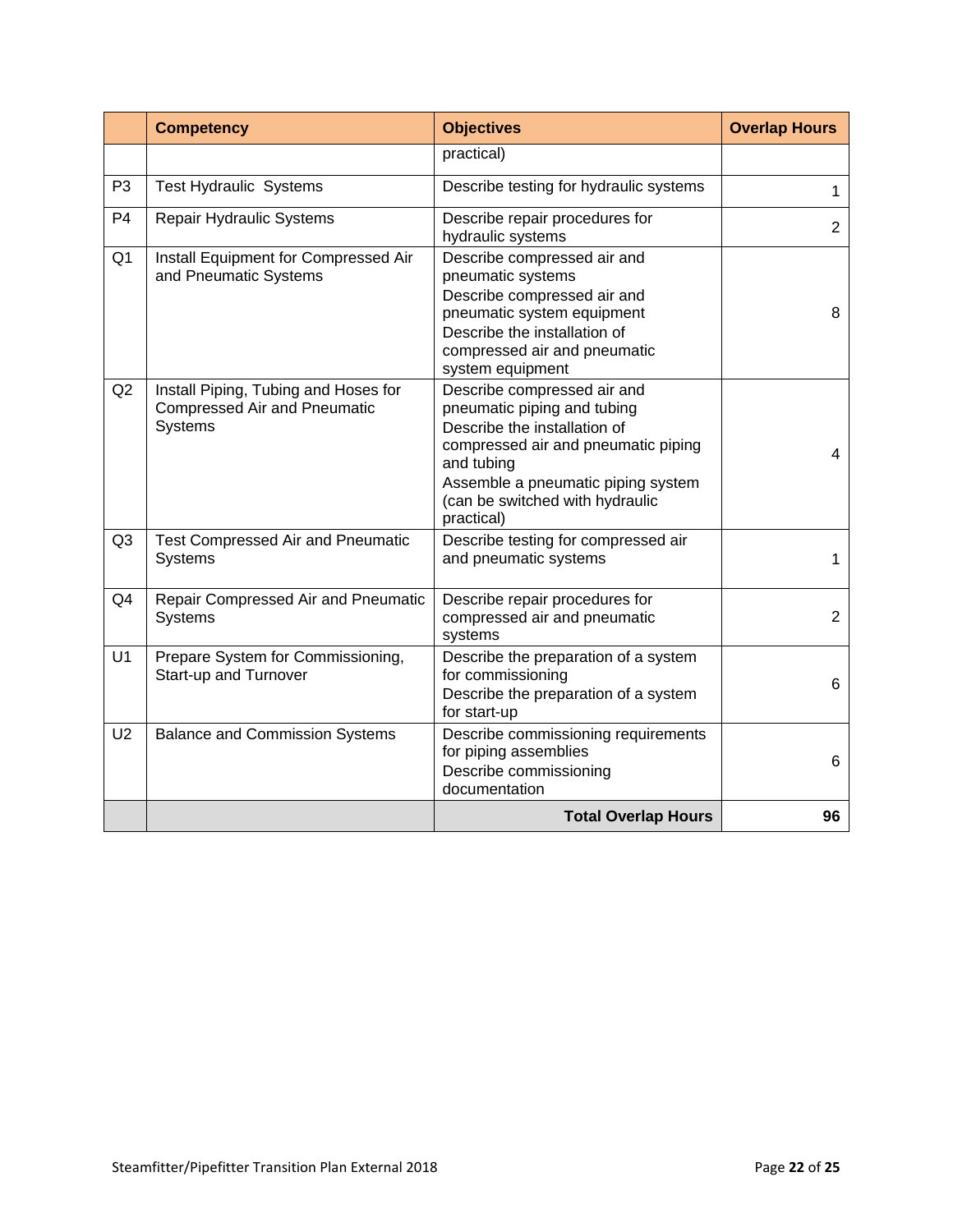| | Competency | Objectives | Overlap Hours |
|---|---|---|---|
| | | practical) | |
| P3 | Test Hydraulic Systems | Describe testing for hydraulic systems | 1 |
| P4 | Repair Hydraulic Systems | Describe repair procedures for hydraulic systems | 2 |
| Q1 | Install Equipment for Compressed Air and Pneumatic Systems | Describe compressed air and pneumatic systems<br>Describe compressed air and pneumatic system equipment<br>Describe the installation of compressed air and pneumatic system equipment | 8 |
| Q2 | Install Piping, Tubing and Hoses for Compressed Air and Pneumatic Systems | Describe compressed air and pneumatic piping and tubing<br>Describe the installation of compressed air and pneumatic piping and tubing<br>Assemble a pneumatic piping system (can be switched with hydraulic practical) | 4 |
| Q3 | Test Compressed Air and Pneumatic Systems | Describe testing for compressed air and pneumatic systems | 1 |
| Q4 | Repair Compressed Air and Pneumatic Systems | Describe repair procedures for compressed air and pneumatic systems | 2 |
| U1 | Prepare System for Commissioning, Start-up and Turnover | Describe the preparation of a system for commissioning<br>Describe the preparation of a system for start-up | 6 |
| U2 | Balance and Commission Systems | Describe commissioning requirements for piping assemblies<br>Describe commissioning documentation | 6 |
| | | **Total Overlap Hours** | **96** |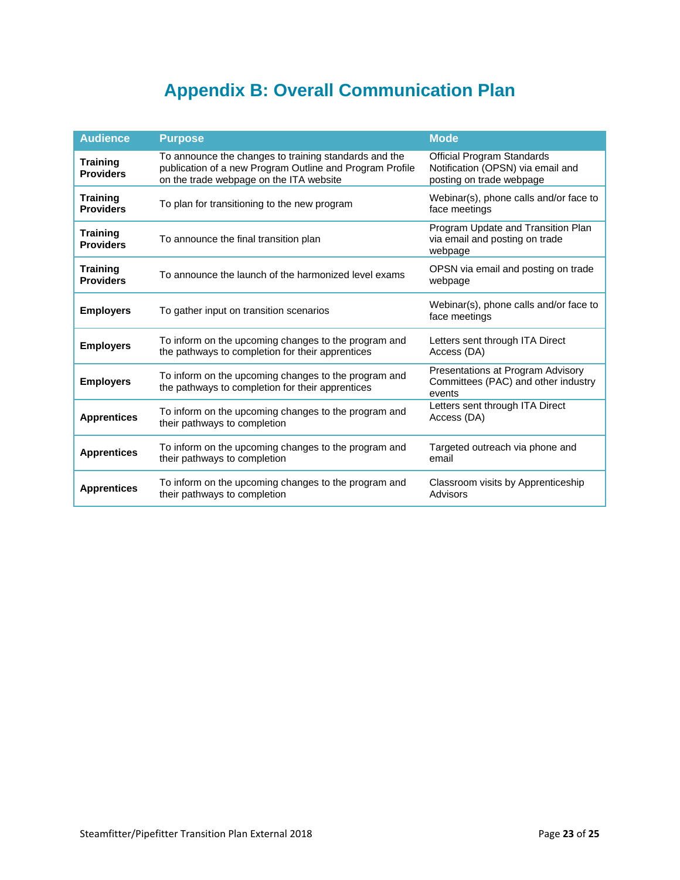# Appendix B: Overall Communication Plan

| Audience | Purpose | Mode |
|---|---|---|
| **Training Providers** | To announce the changes to training standards and the publication of a new Program Outline and Program Profile on the trade webpage on the ITA website | Official Program Standards Notification (OPSN) via email and posting on trade webpage |
| **Training Providers** | To plan for transitioning to the new program | Webinar(s), phone calls and/or face to face meetings |
| **Training Providers** | To announce the final transition plan | Program Update and Transition Plan via email and posting on trade webpage |
| **Training Providers** | To announce the launch of the harmonized level exams | OPSN via email and posting on trade webpage |
| **Employers** | To gather input on transition scenarios | Webinar(s), phone calls and/or face to face meetings |
| **Employers** | To inform on the upcoming changes to the program and the pathways to completion for their apprentices | Letters sent through ITA Direct Access (DA) |
| **Employers** | To inform on the upcoming changes to the program and the pathways to completion for their apprentices | Presentations at Program Advisory Committees (PAC) and other industry events |
| **Apprentices** | To inform on the upcoming changes to the program and their pathways to completion | Letters sent through ITA Direct Access (DA) |
| **Apprentices** | To inform on the upcoming changes to the program and their pathways to completion | Targeted outreach via phone and email |
| **Apprentices** | To inform on the upcoming changes to the program and their pathways to completion | Classroom visits by Apprenticeship Advisors |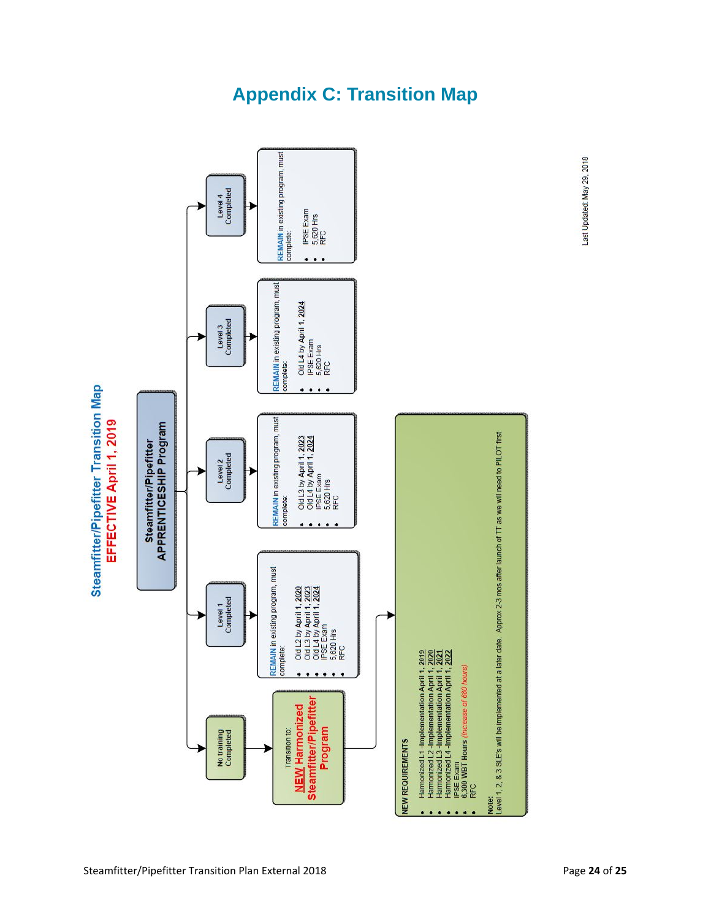# Appendix C: Transition Map

## Steamfitter/Pipefitter Transition Map
**EFFECTIVE April 1, 2019**

**Steamfitter/Pipefitter APPRENTICESHIP Program**

**No training Completed**
→ Transition to: **NEW Harmonized Steamfitter/Pipefitter Program**

**Level 1 Completed**
→ REMAIN in existing program, must complete:
- Old L2 by April 1, 2020
- Old L3 by April 1, 2023
- Old L4 by April 1, 2024
- IPSE Exam
- 5,620 Hrs
- RFC

**Level 2 Completed**
→ REMAIN in existing program, must complete:
- Old L3 by April 1, 2023
- Old L4 by April 1, 2024
- IPSE Exam
- 5,620 Hrs
- RFC

**Level 3 Completed**
→ REMAIN in existing program, must complete:
- Old L4 by April 1, 2024
- IPSE Exam
- 5,620 Hrs
- RFC

**Level 4 Completed**
→ REMAIN in existing program, must complete:
- IPSE Exam
- 5,620 Hrs
- RFC

**NEW REQUIREMENTS**
- Harmonized L1 -Implementation April 1, 2019
- Harmonized L2 -Implementation April 1, 2020
- Harmonized L3 -Implementation April 1, 2021
- Harmonized L4 -Implementation April 1, 2022
- IPSE Exam
- **6,300 WBT Hours** *(Increase of 680 hours)*
- RFC

Note:
Level 1, 2, & 3 SLE's will be implemented at a later date. Approx 2-3 mos after launch of TT as we will need to PILOT first.

Last Updated: May 29, 2018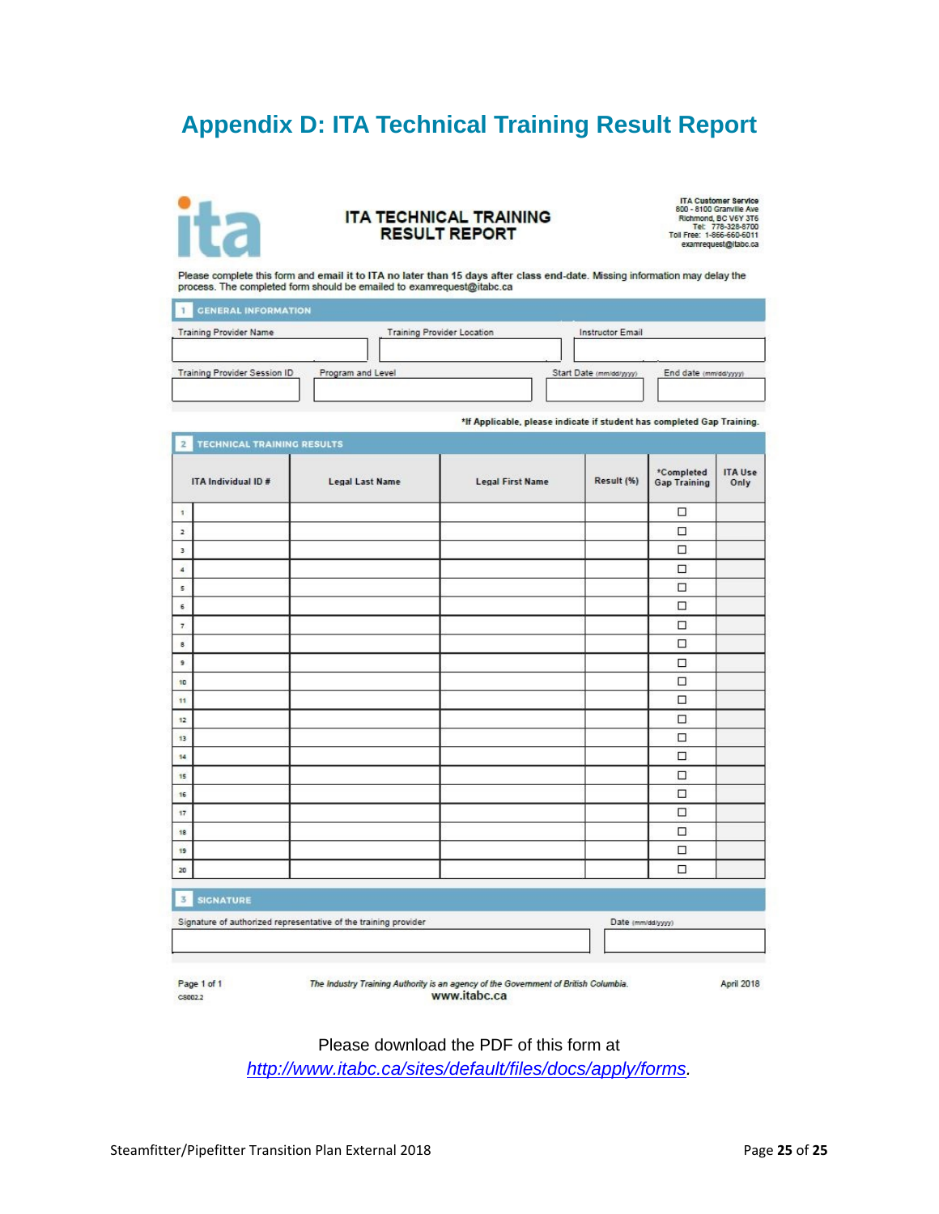# Appendix D: ITA Technical Training Result Report

ita

## ITA TECHNICAL TRAINING RESULT REPORT

ITA Customer Service
800 - 8100 Granville Ave
Richmond, BC V6Y 3T6
Tel: 778-328-8700
Toll Free: 1-866-660-6011
examrequest@itabc.ca

Please complete this form and email it to ITA no later than 15 days after class end-date. Missing information may delay the process. The completed form should be emailed to examrequest@itabc.ca

### 1 GENERAL INFORMATION

| Training Provider Name | Training Provider Location | Instructor Email | |
|---|---|---|---|
| | | | |
| **Training Provider Session ID** | **Program and Level** | **Start Date (mm/dd/yyyy)** | **End date (mm/dd/yyyy)** |
| | | | |

*If Applicable, please indicate if student has completed Gap Training.

### 2 TECHNICAL TRAINING RESULTS

| | ITA Individual ID # | Legal Last Name | Legal First Name | Result (%) | *Completed Gap Training | ITA Use Only |
|---|---|---|---|---|---|---|
| 1 | | | | | ☐ | |
| 2 | | | | | ☐ | |
| 3 | | | | | ☐ | |
| 4 | | | | | ☐ | |
| 5 | | | | | ☐ | |
| 6 | | | | | ☐ | |
| 7 | | | | | ☐ | |
| 8 | | | | | ☐ | |
| 9 | | | | | ☐ | |
| 10 | | | | | ☐ | |
| 11 | | | | | ☐ | |
| 12 | | | | | ☐ | |
| 13 | | | | | ☐ | |
| 14 | | | | | ☐ | |
| 15 | | | | | ☐ | |
| 16 | | | | | ☐ | |
| 17 | | | | | ☐ | |
| 18 | | | | | ☐ | |
| 19 | | | | | ☐ | |
| 20 | | | | | ☐ | |

### 3 SIGNATURE

| Signature of authorized representative of the training provider | Date (mm/dd/yyyy) |
|---|---|
| | |

Page 1 of 1
CS002.2

*The Industry Training Authority is an agency of the Government of British Columbia.*
www.itabc.ca

April 2018

Please download the PDF of this form at *http://www.itabc.ca/sites/default/files/docs/apply/forms*.